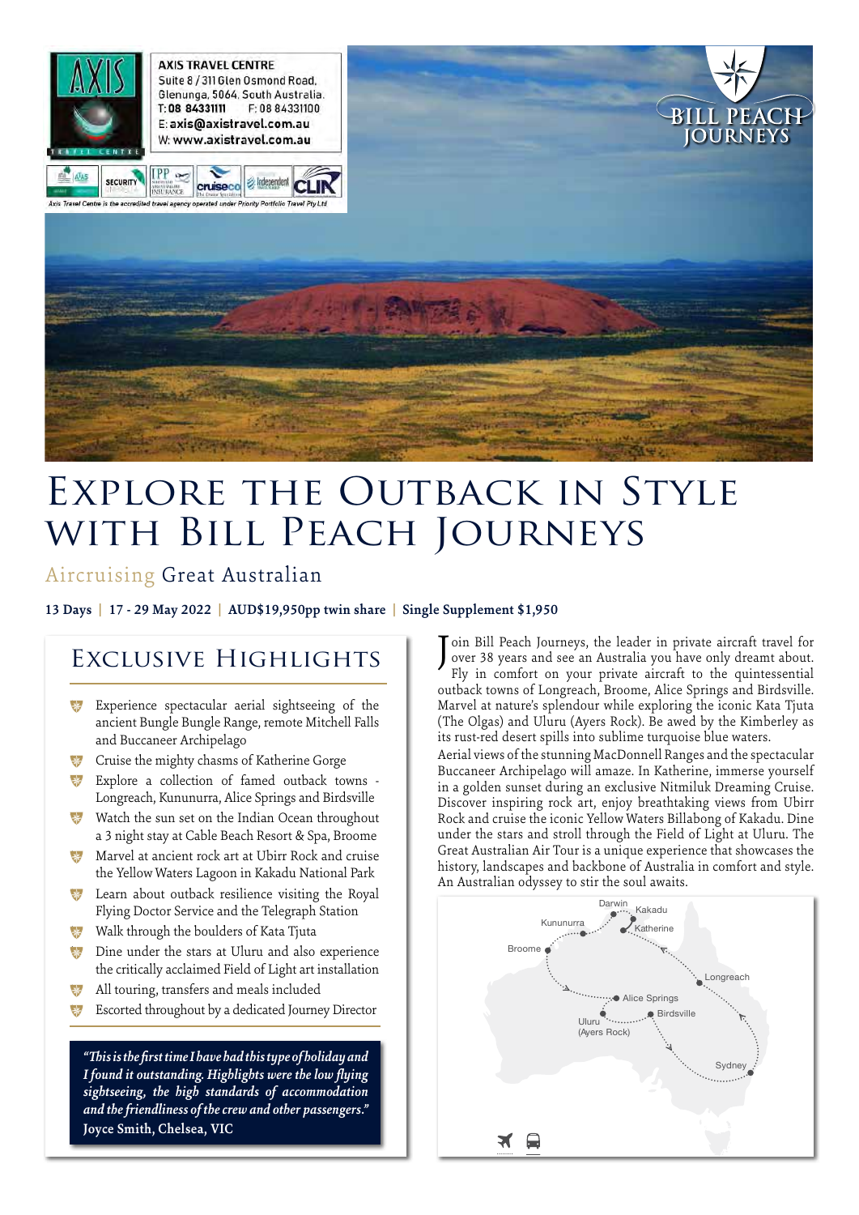**AXIS TRAVEL CENTRE**
Suite 8 / 311 Glen Osmond Road, Glenunga, 5064, South Australia.
T: 08 84331111 F: 08 84331100
E: axis@axistravel.com.au
W: www.axistravel.com.au

Axis Travel Centre is the accredited travel agency operated under Priority Portfolio Travel Pty Ltd

BILL PEACH JOURNEYS

# Explore the Outback in Style with Bill Peach Journeys

## Aircruising Great Australian

**13 Days | 17 - 29 May 2022 | AUD$19,950pp twin share | Single Supplement $1,950**

## Exclusive Highlights

- Experience spectacular aerial sightseeing of the ancient Bungle Bungle Range, remote Mitchell Falls and Buccaneer Archipelago
- Cruise the mighty chasms of Katherine Gorge
- Explore a collection of famed outback towns - Longreach, Kununurra, Alice Springs and Birdsville
- Watch the sun set on the Indian Ocean throughout a 3 night stay at Cable Beach Resort & Spa, Broome
- Marvel at ancient rock art at Ubirr Rock and cruise the Yellow Waters Lagoon in Kakadu National Park
- Learn about outback resilience visiting the Royal Flying Doctor Service and the Telegraph Station
- Walk through the boulders of Kata Tjuta
- Dine under the stars at Uluru and also experience the critically acclaimed Field of Light art installation
- All touring, transfers and meals included
- Escorted throughout by a dedicated Journey Director

*"This is the first time I have had this type of holiday and I found it outstanding. Highlights were the low flying sightseeing, the high standards of accommodation and the friendliness of the crew and other passengers."*
**Joyce Smith, Chelsea, VIC**

Join Bill Peach Journeys, the leader in private aircraft travel for over 38 years and see an Australia you have only dreamt about. Fly in comfort on your private aircraft to the quintessential outback towns of Longreach, Broome, Alice Springs and Birdsville. Marvel at nature's splendour while exploring the iconic Kata Tjuta (The Olgas) and Uluru (Ayers Rock). Be awed by the Kimberley as its rust-red desert spills into sublime turquoise blue waters.

Aerial views of the stunning MacDonnell Ranges and the spectacular Buccaneer Archipelago will amaze. In Katherine, immerse yourself in a golden sunset during an exclusive Nitmiluk Dreaming Cruise. Discover inspiring rock art, enjoy breathtaking views from Ubirr Rock and cruise the iconic Yellow Waters Billabong of Kakadu. Dine under the stars and stroll through the Field of Light at Uluru. The Great Australian Air Tour is a unique experience that showcases the history, landscapes and backbone of Australia in comfort and style. An Australian odyssey to stir the soul awaits.

Darwin, Kakadu, Kununurra, Katherine, Broome, Longreach, Alice Springs, Birdsville, Uluru (Ayers Rock), Sydney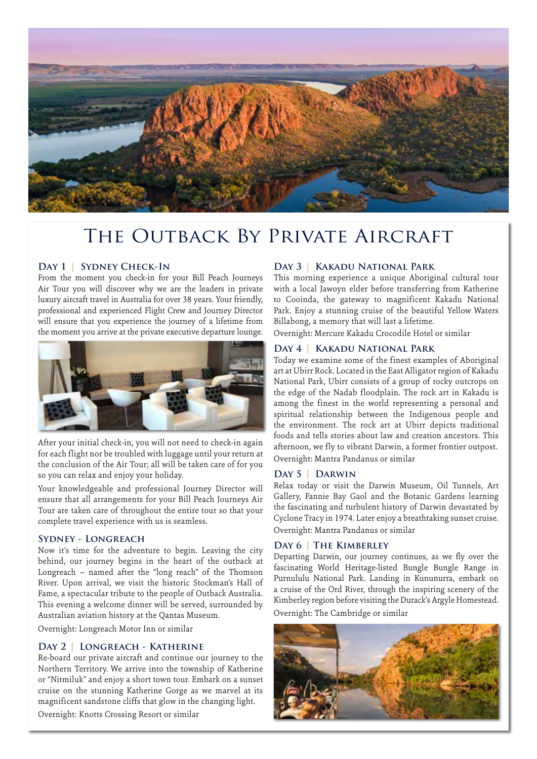# The Outback By Private Aircraft

### Day 1 | Sydney Check-In

From the moment you check-in for your Bill Peach Journeys Air Tour you will discover why we are the leaders in private luxury aircraft travel in Australia for over 38 years. Your friendly, professional and experienced Flight Crew and Journey Director will ensure that you experience the journey of a lifetime from the moment you arrive at the private executive departure lounge.

After your initial check-in, you will not need to check-in again for each flight nor be troubled with luggage until your return at the conclusion of the Air Tour; all will be taken care of for you so you can relax and enjoy your holiday.

Your knowledgeable and professional Journey Director will ensure that all arrangements for your Bill Peach Journeys Air Tour are taken care of throughout the entire tour so that your complete travel experience with us is seamless.

### Sydney - Longreach

Now it's time for the adventure to begin. Leaving the city behind, our journey begins in the heart of the outback at Longreach – named after the "long reach" of the Thomson River. Upon arrival, we visit the historic Stockman's Hall of Fame, a spectacular tribute to the people of Outback Australia. This evening a welcome dinner will be served, surrounded by Australian aviation history at the Qantas Museum.

Overnight: Longreach Motor Inn or similar

### Day 2 | Longreach - Katherine

Re-board our private aircraft and continue our journey to the Northern Territory. We arrive into the township of Katherine or "Nitmiluk" and enjoy a short town tour. Embark on a sunset cruise on the stunning Katherine Gorge as we marvel at its magnificent sandstone cliffs that glow in the changing light.

Overnight: Knotts Crossing Resort or similar

### Day 3 | Kakadu National Park

This morning experience a unique Aboriginal cultural tour with a local Jawoyn elder before transferring from Katherine to Cooinda, the gateway to magnificent Kakadu National Park. Enjoy a stunning cruise of the beautiful Yellow Waters Billabong, a memory that will last a lifetime.

Overnight: Mercure Kakadu Crocodile Hotel or similar

### Day 4 | Kakadu National Park

Today we examine some of the finest examples of Aboriginal art at Ubirr Rock. Located in the East Alligator region of Kakadu National Park, Ubirr consists of a group of rocky outcrops on the edge of the Nadab floodplain. The rock art in Kakadu is among the finest in the world representing a personal and spiritual relationship between the Indigenous people and the environment. The rock art at Ubirr depicts traditional foods and tells stories about law and creation ancestors. This afternoon, we fly to vibrant Darwin, a former frontier outpost.

Overnight: Mantra Pandanus or similar

### Day 5 | Darwin

Relax today or visit the Darwin Museum, Oil Tunnels, Art Gallery, Fannie Bay Gaol and the Botanic Gardens learning the fascinating and turbulent history of Darwin devastated by Cyclone Tracy in 1974. Later enjoy a breathtaking sunset cruise.

Overnight: Mantra Pandanus or similar

### Day 6 | The Kimberley

Departing Darwin, our journey continues, as we fly over the fascinating World Heritage-listed Bungle Bungle Range in Purnululu National Park. Landing in Kununurra, embark on a cruise of the Ord River, through the inspiring scenery of the Kimberley region before visiting the Durack's Argyle Homestead.

Overnight: The Cambridge or similar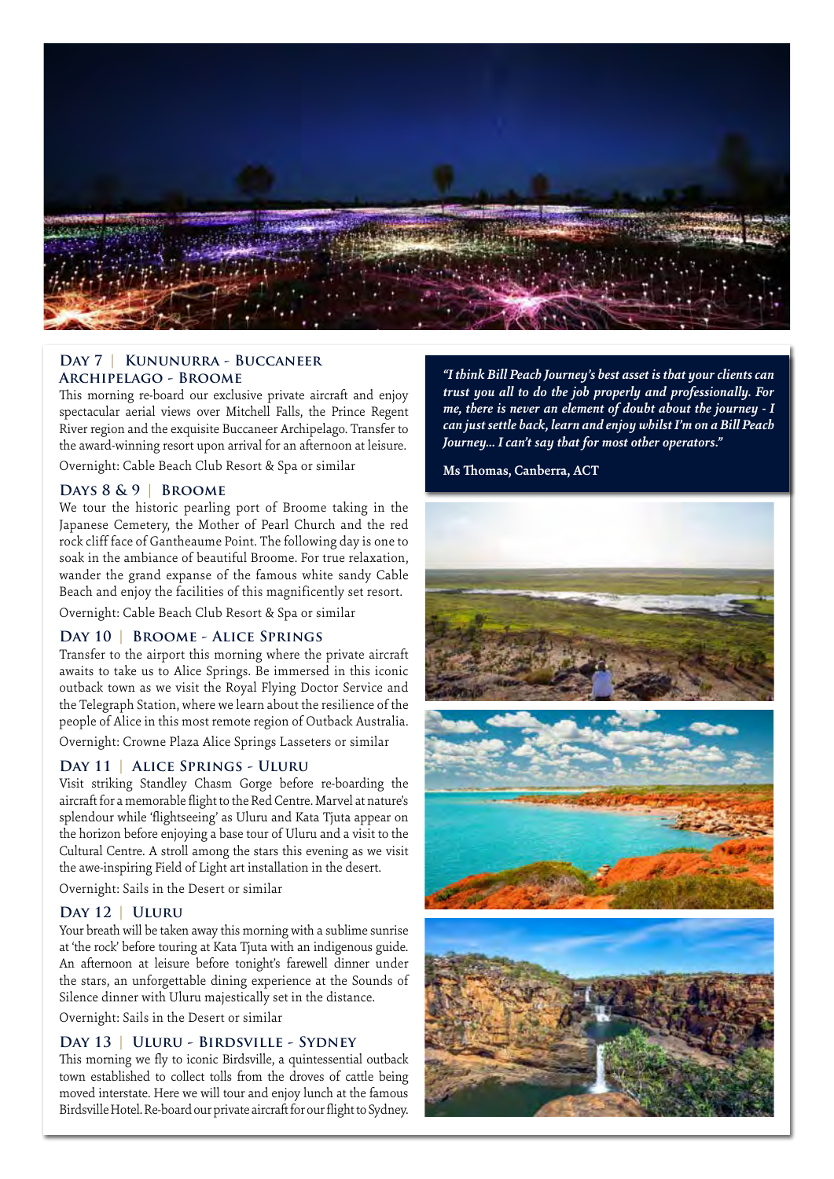### Day 7 | Kununurra - Buccaneer Archipelago - Broome

This morning re-board our exclusive private aircraft and enjoy spectacular aerial views over Mitchell Falls, the Prince Regent River region and the exquisite Buccaneer Archipelago. Transfer to the award-winning resort upon arrival for an afternoon at leisure.

Overnight: Cable Beach Club Resort & Spa or similar

### Days 8 & 9 | Broome

We tour the historic pearling port of Broome taking in the Japanese Cemetery, the Mother of Pearl Church and the red rock cliff face of Gantheaume Point. The following day is one to soak in the ambiance of beautiful Broome. For true relaxation, wander the grand expanse of the famous white sandy Cable Beach and enjoy the facilities of this magnificently set resort.

Overnight: Cable Beach Club Resort & Spa or similar

### Day 10 | Broome - Alice Springs

Transfer to the airport this morning where the private aircraft awaits to take us to Alice Springs. Be immersed in this iconic outback town as we visit the Royal Flying Doctor Service and the Telegraph Station, where we learn about the resilience of the people of Alice in this most remote region of Outback Australia.

Overnight: Crowne Plaza Alice Springs Lasseters or similar

### Day 11 | Alice Springs - Uluru

Visit striking Standley Chasm Gorge before re-boarding the aircraft for a memorable flight to the Red Centre. Marvel at nature's splendour while 'flightseeing' as Uluru and Kata Tjuta appear on the horizon before enjoying a base tour of Uluru and a visit to the Cultural Centre. A stroll among the stars this evening as we visit the awe-inspiring Field of Light art installation in the desert.

Overnight: Sails in the Desert or similar

### Day 12 | Uluru

Your breath will be taken away this morning with a sublime sunrise at 'the rock' before touring at Kata Tjuta with an indigenous guide. An afternoon at leisure before tonight's farewell dinner under the stars, an unforgettable dining experience at the Sounds of Silence dinner with Uluru majestically set in the distance.

Overnight: Sails in the Desert or similar

### Day 13 | Uluru - Birdsville - Sydney

This morning we fly to iconic Birdsville, a quintessential outback town established to collect tolls from the droves of cattle being moved interstate. Here we will tour and enjoy lunch at the famous Birdsville Hotel. Re-board our private aircraft for our flight to Sydney.

***"I think Bill Peach Journey's best asset is that your clients can trust you all to do the job properly and professionally. For me, there is never an element of doubt about the journey - I can just settle back, learn and enjoy whilst I'm on a Bill Peach Journey... I can't say that for most other operators."***

**Ms Thomas, Canberra, ACT**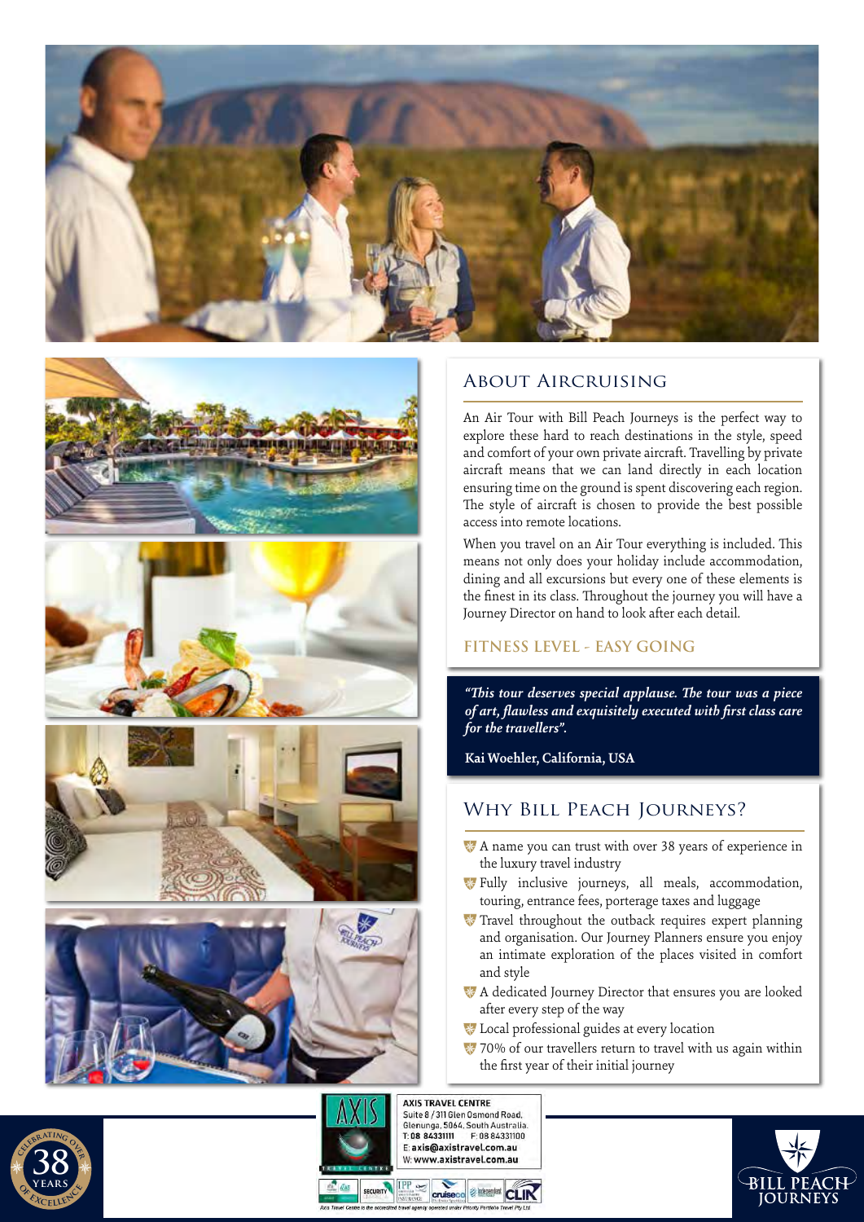## About Aircruising

An Air Tour with Bill Peach Journeys is the perfect way to explore these hard to reach destinations in the style, speed and comfort of your own private aircraft. Travelling by private aircraft means that we can land directly in each location ensuring time on the ground is spent discovering each region. The style of aircraft is chosen to provide the best possible access into remote locations.

When you travel on an Air Tour everything is included. This means not only does your holiday include accommodation, dining and all excursions but every one of these elements is the finest in its class. Throughout the journey you will have a Journey Director on hand to look after each detail.

### FITNESS LEVEL - EASY GOING

*"This tour deserves special applause. The tour was a piece of art, flawless and exquisitely executed with first class care for the travellers".*

**Kai Woehler, California, USA**

## Why Bill Peach Journeys?

- A name you can trust with over 38 years of experience in the luxury travel industry
- Fully inclusive journeys, all meals, accommodation, touring, entrance fees, porterage taxes and luggage
- Travel throughout the outback requires expert planning and organisation. Our Journey Planners ensure you enjoy an intimate exploration of the places visited in comfort and style
- A dedicated Journey Director that ensures you are looked after every step of the way
- Local professional guides at every location
- 70% of our travellers return to travel with us again within the first year of their initial journey

Celebrating over 38 years of excellence

**AXIS TRAVEL CENTRE**
Suite 8 / 311 Glen Osmond Road,
Glenunga, 5064, South Australia.
T: 08 84331111 F: 08 84331100
E: axis@axistravel.com.au
W: www.axistravel.com.au

Axis Travel Centre is the accredited travel agency operated under Priority Portfolio Travel Pty Ltd

BILL PEACH JOURNEYS